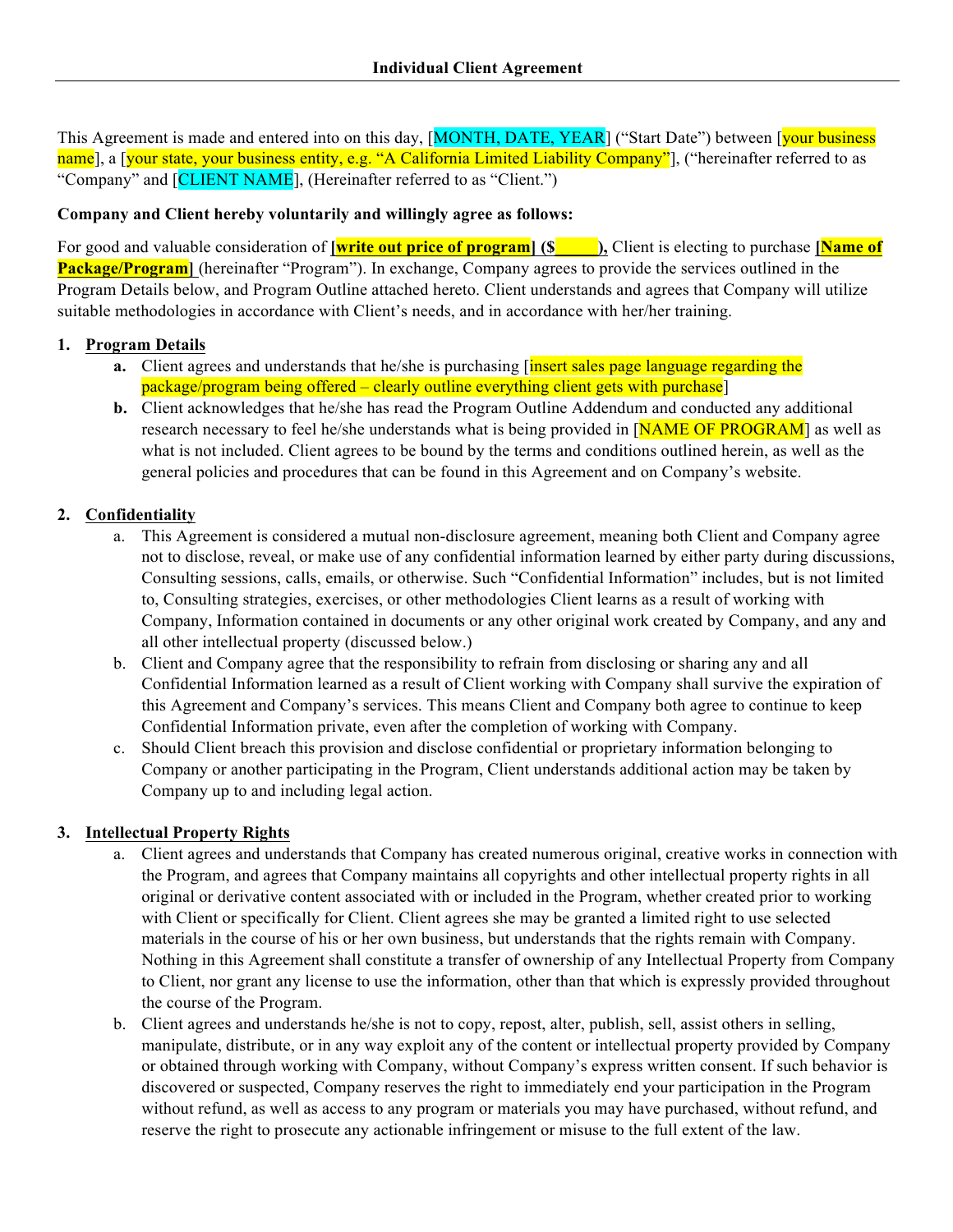# Individual Client Agreement

This Agreement is made and entered into on this day, [MONTH, DATE, YEAR] ("Start Date") between [your business name], a [your state, your business entity, e.g. "A California Limited Liability Company"], ("hereinafter referred to as "Company" and [CLIENT NAME], (Hereinafter referred to as "Client.")

**Company and Client hereby voluntarily and willingly agree as follows:**

For good and valuable consideration of **[write out price of program] ($_____),** Client is electing to purchase **[Name of Package/Program]** (hereinafter "Program"). In exchange, Company agrees to provide the services outlined in the Program Details below, and Program Outline attached hereto. Client understands and agrees that Company will utilize suitable methodologies in accordance with Client's needs, and in accordance with her/her training.

1. **Program Details**
   - **a.** Client agrees and understands that he/she is purchasing [insert sales page language regarding the package/program being offered – clearly outline everything client gets with purchase]
   - **b.** Client acknowledges that he/she has read the Program Outline Addendum and conducted any additional research necessary to feel he/she understands what is being provided in [NAME OF PROGRAM] as well as what is not included. Client agrees to be bound by the terms and conditions outlined herein, as well as the general policies and procedures that can be found in this Agreement and on Company's website.

2. **Confidentiality**
   - a. This Agreement is considered a mutual non-disclosure agreement, meaning both Client and Company agree not to disclose, reveal, or make use of any confidential information learned by either party during discussions, Consulting sessions, calls, emails, or otherwise. Such "Confidential Information" includes, but is not limited to, Consulting strategies, exercises, or other methodologies Client learns as a result of working with Company, Information contained in documents or any other original work created by Company, and any and all other intellectual property (discussed below.)
   - b. Client and Company agree that the responsibility to refrain from disclosing or sharing any and all Confidential Information learned as a result of Client working with Company shall survive the expiration of this Agreement and Company's services. This means Client and Company both agree to continue to keep Confidential Information private, even after the completion of working with Company.
   - c. Should Client breach this provision and disclose confidential or proprietary information belonging to Company or another participating in the Program, Client understands additional action may be taken by Company up to and including legal action.

3. **Intellectual Property Rights**
   - a. Client agrees and understands that Company has created numerous original, creative works in connection with the Program, and agrees that Company maintains all copyrights and other intellectual property rights in all original or derivative content associated with or included in the Program, whether created prior to working with Client or specifically for Client. Client agrees she may be granted a limited right to use selected materials in the course of his or her own business, but understands that the rights remain with Company. Nothing in this Agreement shall constitute a transfer of ownership of any Intellectual Property from Company to Client, nor grant any license to use the information, other than that which is expressly provided throughout the course of the Program.
   - b. Client agrees and understands he/she is not to copy, repost, alter, publish, sell, assist others in selling, manipulate, distribute, or in any way exploit any of the content or intellectual property provided by Company or obtained through working with Company, without Company's express written consent. If such behavior is discovered or suspected, Company reserves the right to immediately end your participation in the Program without refund, as well as access to any program or materials you may have purchased, without refund, and reserve the right to prosecute any actionable infringement or misuse to the full extent of the law.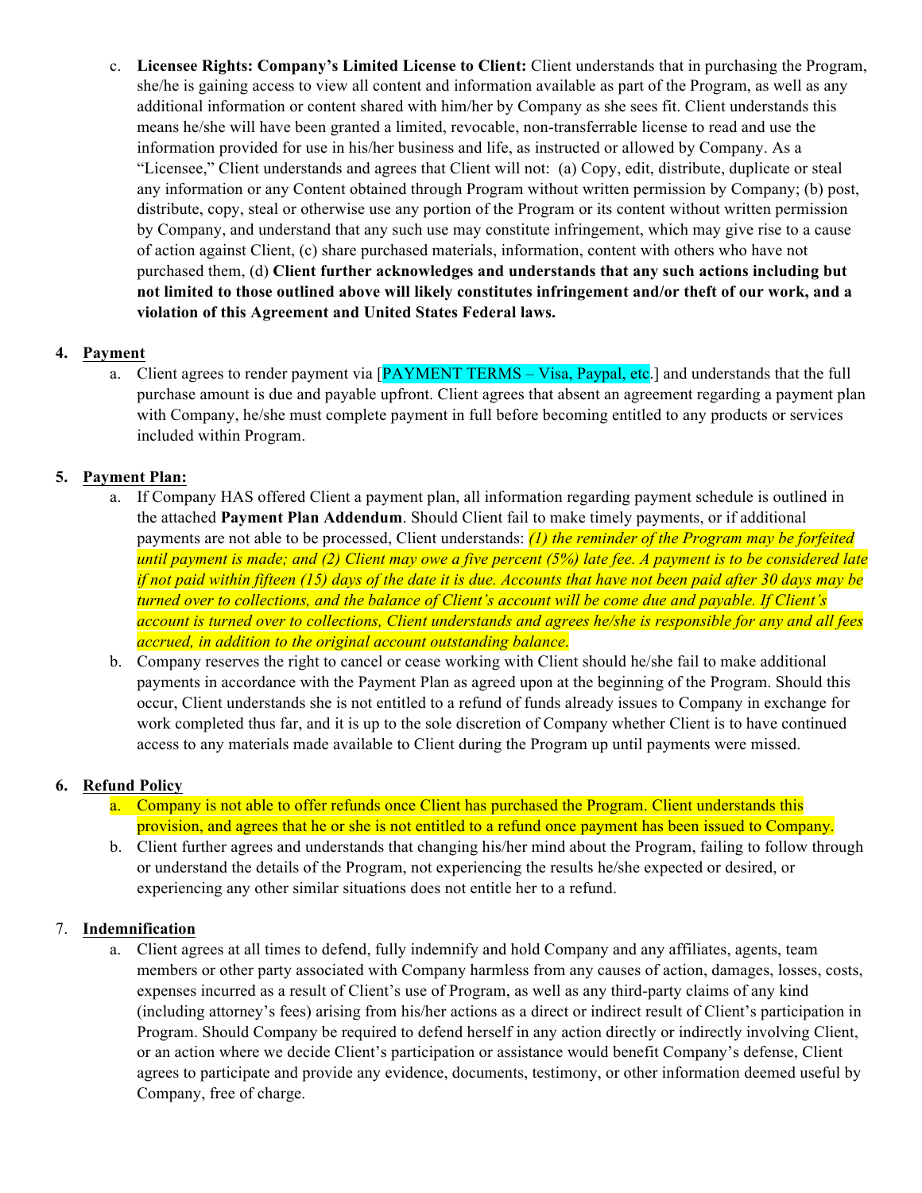c. **Licensee Rights: Company's Limited License to Client:** Client understands that in purchasing the Program, she/he is gaining access to view all content and information available as part of the Program, as well as any additional information or content shared with him/her by Company as she sees fit. Client understands this means he/she will have been granted a limited, revocable, non-transferrable license to read and use the information provided for use in his/her business and life, as instructed or allowed by Company. As a "Licensee," Client understands and agrees that Client will not: (a) Copy, edit, distribute, duplicate or steal any information or any Content obtained through Program without written permission by Company; (b) post, distribute, copy, steal or otherwise use any portion of the Program or its content without written permission by Company, and understand that any such use may constitute infringement, which may give rise to a cause of action against Client, (c) share purchased materials, information, content with others who have not purchased them, (d) **Client further acknowledges and understands that any such actions including but not limited to those outlined above will likely constitutes infringement and/or theft of our work, and a violation of this Agreement and United States Federal laws.**

4. **Payment**
   a. Client agrees to render payment via [PAYMENT TERMS – Visa, Paypal, etc.] and understands that the full purchase amount is due and payable upfront. Client agrees that absent an agreement regarding a payment plan with Company, he/she must complete payment in full before becoming entitled to any products or services included within Program.

5. **Payment Plan:**
   a. If Company HAS offered Client a payment plan, all information regarding payment schedule is outlined in the attached **Payment Plan Addendum**. Should Client fail to make timely payments, or if additional payments are not able to be processed, Client understands: *(1) the reminder of the Program may be forfeited until payment is made; and (2) Client may owe a five percent (5%) late fee. A payment is to be considered late if not paid within fifteen (15) days of the date it is due. Accounts that have not been paid after 30 days may be turned over to collections, and the balance of Client's account will be come due and payable. If Client's account is turned over to collections, Client understands and agrees he/she is responsible for any and all fees accrued, in addition to the original account outstanding balance*.
   b. Company reserves the right to cancel or cease working with Client should he/she fail to make additional payments in accordance with the Payment Plan as agreed upon at the beginning of the Program. Should this occur, Client understands she is not entitled to a refund of funds already issues to Company in exchange for work completed thus far, and it is up to the sole discretion of Company whether Client is to have continued access to any materials made available to Client during the Program up until payments were missed.

6. **Refund Policy**
   a. Company is not able to offer refunds once Client has purchased the Program. Client understands this provision, and agrees that he or she is not entitled to a refund once payment has been issued to Company.
   b. Client further agrees and understands that changing his/her mind about the Program, failing to follow through or understand the details of the Program, not experiencing the results he/she expected or desired, or experiencing any other similar situations does not entitle her to a refund.

7. **Indemnification**
   a. Client agrees at all times to defend, fully indemnify and hold Company and any affiliates, agents, team members or other party associated with Company harmless from any causes of action, damages, losses, costs, expenses incurred as a result of Client's use of Program, as well as any third-party claims of any kind (including attorney's fees) arising from his/her actions as a direct or indirect result of Client's participation in Program. Should Company be required to defend herself in any action directly or indirectly involving Client, or an action where we decide Client's participation or assistance would benefit Company's defense, Client agrees to participate and provide any evidence, documents, testimony, or other information deemed useful by Company, free of charge.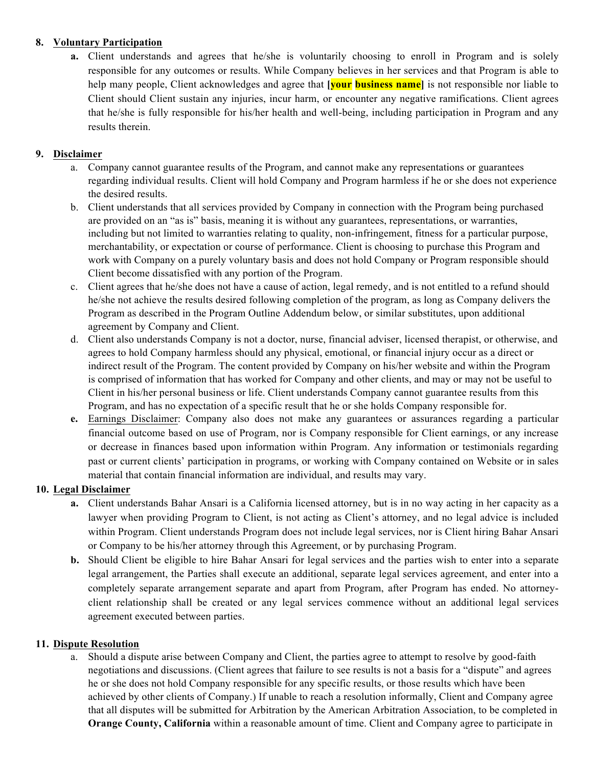8. **Voluntary Participation**
    - **a.** Client understands and agrees that he/she is voluntarily choosing to enroll in Program and is solely responsible for any outcomes or results. While Company believes in her services and that Program is able to help many people, Client acknowledges and agree that **[your business name]** is not responsible nor liable to Client should Client sustain any injuries, incur harm, or encounter any negative ramifications. Client agrees that he/she is fully responsible for his/her health and well-being, including participation in Program and any results therein.

9. **Disclaimer**
    - a. Company cannot guarantee results of the Program, and cannot make any representations or guarantees regarding individual results. Client will hold Company and Program harmless if he or she does not experience the desired results.
    - b. Client understands that all services provided by Company in connection with the Program being purchased are provided on an "as is" basis, meaning it is without any guarantees, representations, or warranties, including but not limited to warranties relating to quality, non-infringement, fitness for a particular purpose, merchantability, or expectation or course of performance. Client is choosing to purchase this Program and work with Company on a purely voluntary basis and does not hold Company or Program responsible should Client become dissatisfied with any portion of the Program.
    - c. Client agrees that he/she does not have a cause of action, legal remedy, and is not entitled to a refund should he/she not achieve the results desired following completion of the program, as long as Company delivers the Program as described in the Program Outline Addendum below, or similar substitutes, upon additional agreement by Company and Client.
    - d. Client also understands Company is not a doctor, nurse, financial adviser, licensed therapist, or otherwise, and agrees to hold Company harmless should any physical, emotional, or financial injury occur as a direct or indirect result of the Program. The content provided by Company on his/her website and within the Program is comprised of information that has worked for Company and other clients, and may or may not be useful to Client in his/her personal business or life. Client understands Company cannot guarantee results from this Program, and has no expectation of a specific result that he or she holds Company responsible for.
    - **e.** Earnings Disclaimer: Company also does not make any guarantees or assurances regarding a particular financial outcome based on use of Program, nor is Company responsible for Client earnings, or any increase or decrease in finances based upon information within Program. Any information or testimonials regarding past or current clients' participation in programs, or working with Company contained on Website or in sales material that contain financial information are individual, and results may vary.

10. **Legal Disclaimer**
    - **a.** Client understands Bahar Ansari is a California licensed attorney, but is in no way acting in her capacity as a lawyer when providing Program to Client, is not acting as Client's attorney, and no legal advice is included within Program. Client understands Program does not include legal services, nor is Client hiring Bahar Ansari or Company to be his/her attorney through this Agreement, or by purchasing Program.
    - **b.** Should Client be eligible to hire Bahar Ansari for legal services and the parties wish to enter into a separate legal arrangement, the Parties shall execute an additional, separate legal services agreement, and enter into a completely separate arrangement separate and apart from Program, after Program has ended. No attorney-client relationship shall be created or any legal services commence without an additional legal services agreement executed between parties.

11. **Dispute Resolution**
    - a. Should a dispute arise between Company and Client, the parties agree to attempt to resolve by good-faith negotiations and discussions. (Client agrees that failure to see results is not a basis for a "dispute" and agrees he or she does not hold Company responsible for any specific results, or those results which have been achieved by other clients of Company.) If unable to reach a resolution informally, Client and Company agree that all disputes will be submitted for Arbitration by the American Arbitration Association, to be completed in **Orange County, California** within a reasonable amount of time. Client and Company agree to participate in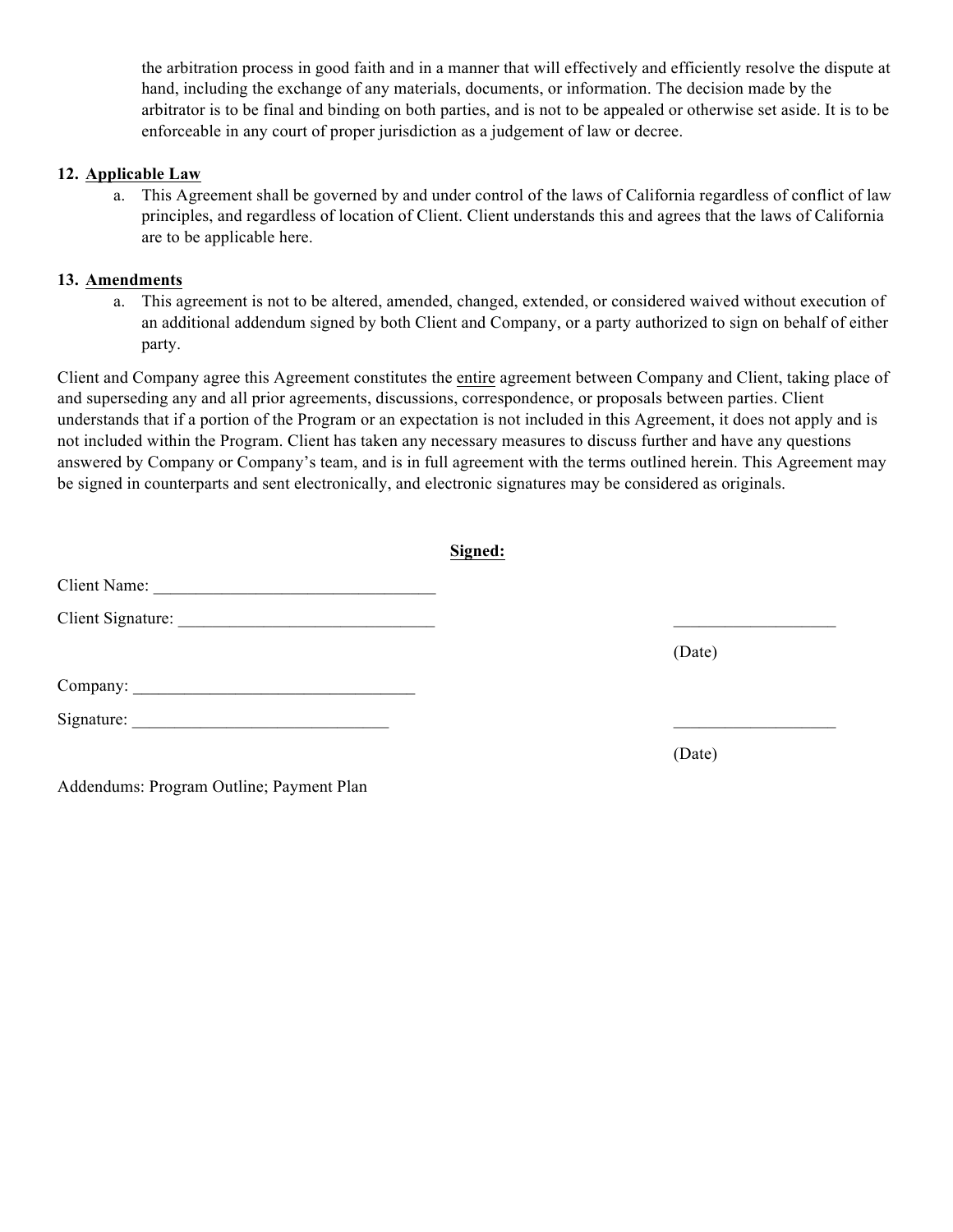the arbitration process in good faith and in a manner that will effectively and efficiently resolve the dispute at hand, including the exchange of any materials, documents, or information. The decision made by the arbitrator is to be final and binding on both parties, and is not to be appealed or otherwise set aside. It is to be enforceable in any court of proper jurisdiction as a judgement of law or decree.

12. **<u>Applicable Law</u>**
    a. This Agreement shall be governed by and under control of the laws of California regardless of conflict of law principles, and regardless of location of Client. Client understands this and agrees that the laws of California are to be applicable here.

13. **<u>Amendments</u>**
    a. This agreement is not to be altered, amended, changed, extended, or considered waived without execution of an additional addendum signed by both Client and Company, or a party authorized to sign on behalf of either party.

Client and Company agree this Agreement constitutes the <u>entire</u> agreement between Company and Client, taking place of and superseding any and all prior agreements, discussions, correspondence, or proposals between parties. Client understands that if a portion of the Program or an expectation is not included in this Agreement, it does not apply and is not included within the Program. Client has taken any necessary measures to discuss further and have any questions answered by Company or Company's team, and is in full agreement with the terms outlined herein. This Agreement may be signed in counterparts and sent electronically, and electronic signatures may be considered as originals.

**<u>Signed:</u>**

Client Name: _________________________________

Client Signature: ______________________________ ___________________

(Date)

Company: _________________________________

Signature: ______________________________ ___________________

(Date)

Addendums: Program Outline; Payment Plan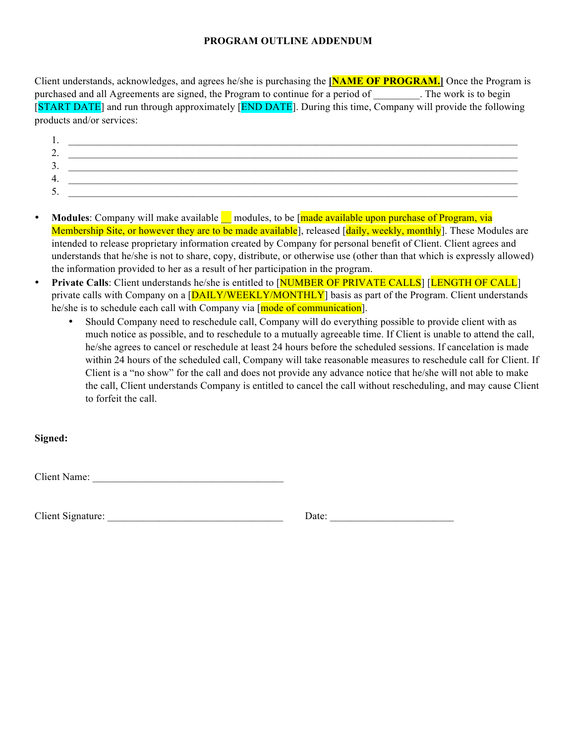# PROGRAM OUTLINE ADDENDUM

Client understands, acknowledges, and agrees he/she is purchasing the **[NAME OF PROGRAM.]** Once the Program is purchased and all Agreements are signed, the Program to continue for a period of _________. The work is to begin [START DATE] and run through approximately [END DATE]. During this time, Company will provide the following products and/or services:

1. ______________________________________________________________________________
2. ______________________________________________________________________________
3. ______________________________________________________________________________
4. ______________________________________________________________________________
5. ______________________________________________________________________________

- **Modules**: Company will make available __ modules, to be [made available upon purchase of Program, via Membership Site, or however they are to be made available], released [daily, weekly, monthly]. These Modules are intended to release proprietary information created by Company for personal benefit of Client. Client agrees and understands that he/she is not to share, copy, distribute, or otherwise use (other than that which is expressly allowed) the information provided to her as a result of her participation in the program.
- **Private Calls**: Client understands he/she is entitled to [NUMBER OF PRIVATE CALLS] [LENGTH OF CALL] private calls with Company on a [DAILY/WEEKLY/MONTHLY] basis as part of the Program. Client understands he/she is to schedule each call with Company via [mode of communication].
    - Should Company need to reschedule call, Company will do everything possible to provide client with as much notice as possible, and to reschedule to a mutually agreeable time. If Client is unable to attend the call, he/she agrees to cancel or reschedule at least 24 hours before the scheduled sessions. If cancelation is made within 24 hours of the scheduled call, Company will take reasonable measures to reschedule call for Client. If Client is a "no show" for the call and does not provide any advance notice that he/she will not able to make the call, Client understands Company is entitled to cancel the call without rescheduling, and may cause Client to forfeit the call.

**Signed:**

Client Name: ____________________________________

Client Signature: _________________________________ Date: ________________________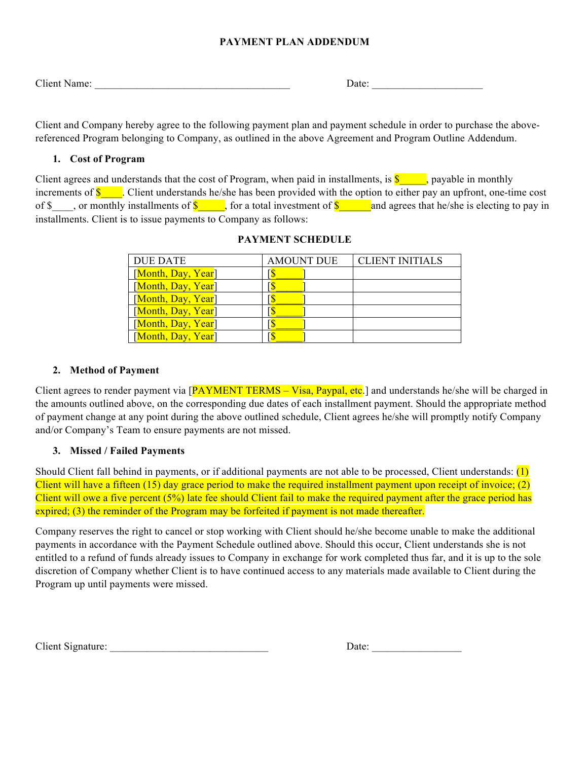# PAYMENT PLAN ADDENDUM

Client Name: _____________________________________ Date: _____________________

Client and Company hereby agree to the following payment plan and payment schedule in order to purchase the above-referenced Program belonging to Company, as outlined in the above Agreement and Program Outline Addendum.

1. **Cost of Program**

Client agrees and understands that the cost of Program, when paid in installments, is $_____, payable in monthly increments of $____. Client understands he/she has been provided with the option to either pay an upfront, one-time cost of $____, or monthly installments of $_____, for a total investment of $______and agrees that he/she is electing to pay in installments. Client is to issue payments to Company as follows:

**PAYMENT SCHEDULE**

| DUE DATE | AMOUNT DUE | CLIENT INITIALS |
|---|---|---|
| [Month, Day, Year] | [$_____] | |
| [Month, Day, Year] | [$_____] | |
| [Month, Day, Year] | [$_____] | |
| [Month, Day, Year] | [$_____] | |
| [Month, Day, Year] | [$_____] | |
| [Month, Day, Year] | [$_____] | |

2. **Method of Payment**

Client agrees to render payment via [PAYMENT TERMS – Visa, Paypal, etc.] and understands he/she will be charged in the amounts outlined above, on the corresponding due dates of each installment payment. Should the appropriate method of payment change at any point during the above outlined schedule, Client agrees he/she will promptly notify Company and/or Company's Team to ensure payments are not missed.

3. **Missed / Failed Payments**

Should Client fall behind in payments, or if additional payments are not able to be processed, Client understands: (1) Client will have a fifteen (15) day grace period to make the required installment payment upon receipt of invoice; (2) Client will owe a five percent (5%) late fee should Client fail to make the required payment after the grace period has expired; (3) the reminder of the Program may be forfeited if payment is not made thereafter.

Company reserves the right to cancel or stop working with Client should he/she become unable to make the additional payments in accordance with the Payment Schedule outlined above. Should this occur, Client understands she is not entitled to a refund of funds already issues to Company in exchange for work completed thus far, and it is up to the sole discretion of Company whether Client is to have continued access to any materials made available to Client during the Program up until payments were missed.

Client Signature: ______________________________ Date: _________________